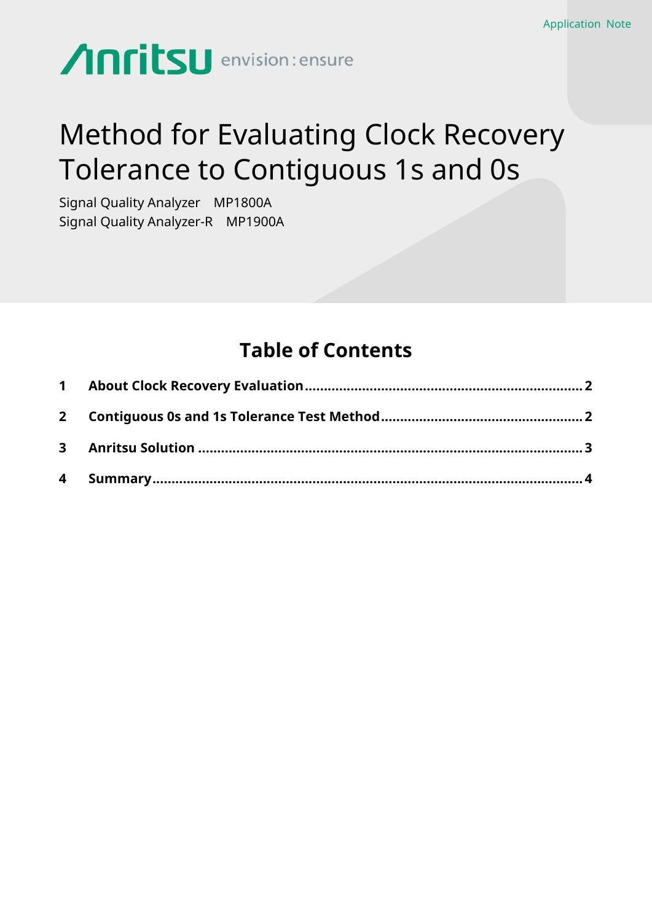Application Note

Anritsu envision : ensure

# Method for Evaluating Clock Recovery Tolerance to Contiguous 1s and 0s

Signal Quality Analyzer MP1800A

Signal Quality Analyzer-R MP1900A

## Table of Contents

| | | |
|---|---|---|
| **1** | **About Clock Recovery Evaluation** | **2** |
| **2** | **Contiguous 0s and 1s Tolerance Test Method** | **2** |
| **3** | **Anritsu Solution** | **3** |
| **4** | **Summary** | **4** |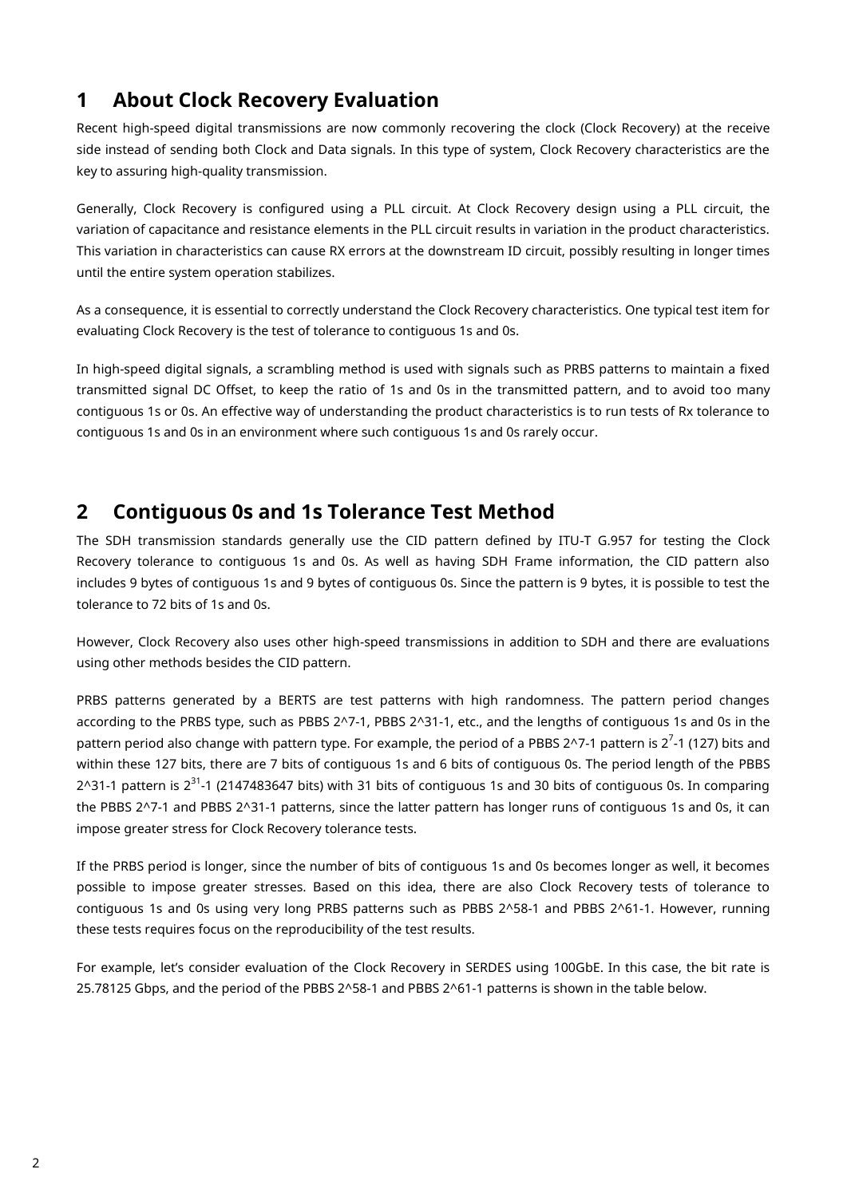## 1 About Clock Recovery Evaluation

Recent high-speed digital transmissions are now commonly recovering the clock (Clock Recovery) at the receive side instead of sending both Clock and Data signals. In this type of system, Clock Recovery characteristics are the key to assuring high-quality transmission.

Generally, Clock Recovery is configured using a PLL circuit. At Clock Recovery design using a PLL circuit, the variation of capacitance and resistance elements in the PLL circuit results in variation in the product characteristics. This variation in characteristics can cause RX errors at the downstream ID circuit, possibly resulting in longer times until the entire system operation stabilizes.

As a consequence, it is essential to correctly understand the Clock Recovery characteristics. One typical test item for evaluating Clock Recovery is the test of tolerance to contiguous 1s and 0s.

In high-speed digital signals, a scrambling method is used with signals such as PRBS patterns to maintain a fixed transmitted signal DC Offset, to keep the ratio of 1s and 0s in the transmitted pattern, and to avoid too many contiguous 1s or 0s. An effective way of understanding the product characteristics is to run tests of Rx tolerance to contiguous 1s and 0s in an environment where such contiguous 1s and 0s rarely occur.

## 2 Contiguous 0s and 1s Tolerance Test Method

The SDH transmission standards generally use the CID pattern defined by ITU-T G.957 for testing the Clock Recovery tolerance to contiguous 1s and 0s. As well as having SDH Frame information, the CID pattern also includes 9 bytes of contiguous 1s and 9 bytes of contiguous 0s. Since the pattern is 9 bytes, it is possible to test the tolerance to 72 bits of 1s and 0s.

However, Clock Recovery also uses other high-speed transmissions in addition to SDH and there are evaluations using other methods besides the CID pattern.

PRBS patterns generated by a BERTS are test patterns with high randomness. The pattern period changes according to the PRBS type, such as PBBS 2^7-1, PBBS 2^31-1, etc., and the lengths of contiguous 1s and 0s in the pattern period also change with pattern type. For example, the period of a PBBS 2^7-1 pattern is $2^7$-1 (127) bits and within these 127 bits, there are 7 bits of contiguous 1s and 6 bits of contiguous 0s. The period length of the PBBS 2^31-1 pattern is $2^{31}$-1 (2147483647 bits) with 31 bits of contiguous 1s and 30 bits of contiguous 0s. In comparing the PBBS 2^7-1 and PBBS 2^31-1 patterns, since the latter pattern has longer runs of contiguous 1s and 0s, it can impose greater stress for Clock Recovery tolerance tests.

If the PRBS period is longer, since the number of bits of contiguous 1s and 0s becomes longer as well, it becomes possible to impose greater stresses. Based on this idea, there are also Clock Recovery tests of tolerance to contiguous 1s and 0s using very long PRBS patterns such as PBBS 2^58-1 and PBBS 2^61-1. However, running these tests requires focus on the reproducibility of the test results.

For example, let's consider evaluation of the Clock Recovery in SERDES using 100GbE. In this case, the bit rate is 25.78125 Gbps, and the period of the PBBS 2^58-1 and PBBS 2^61-1 patterns is shown in the table below.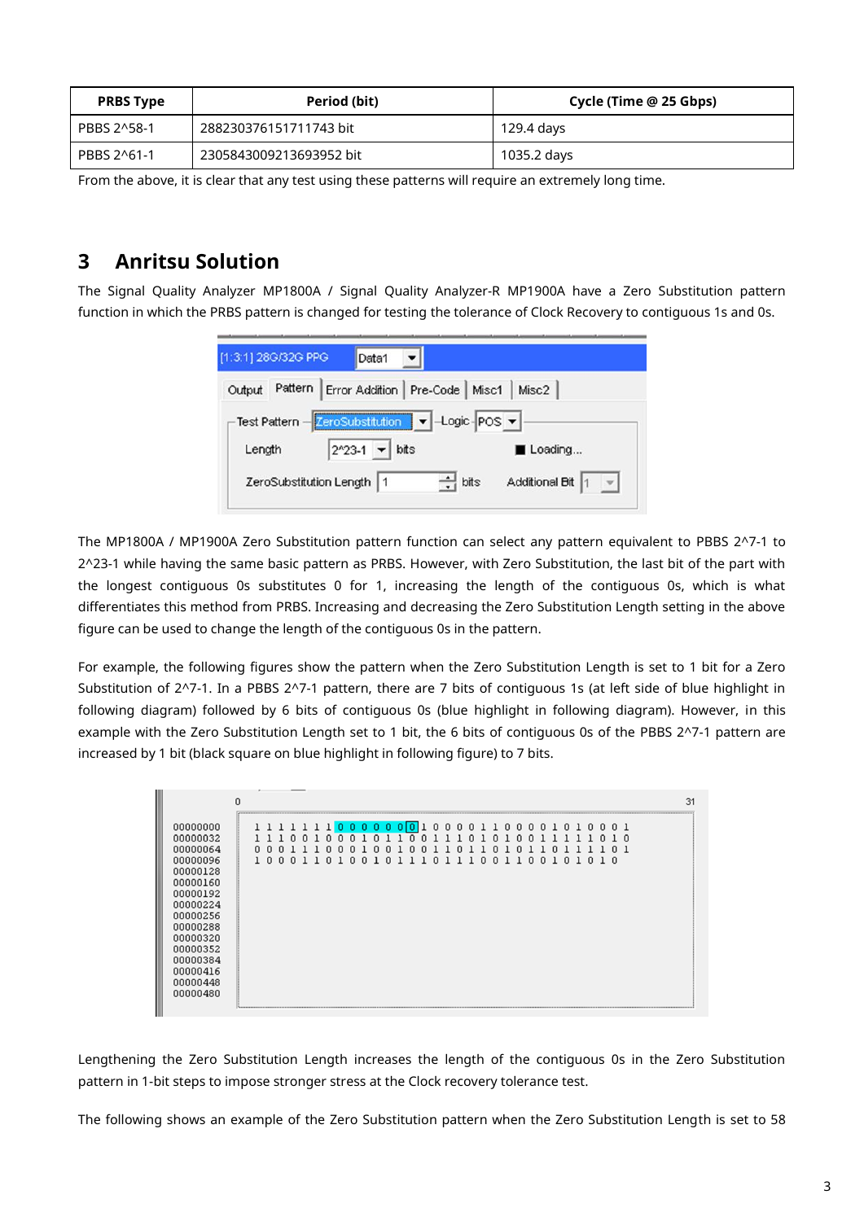| PRBS Type | Period (bit) | Cycle (Time @ 25 Gbps) |
| --- | --- | --- |
| PBBS 2^58-1 | 288230376151711743 bit | 129.4 days |
| PBBS 2^61-1 | 2305843009213693952 bit | 1035.2 days |

From the above, it is clear that any test using these patterns will require an extremely long time.

# 3 Anritsu Solution

The Signal Quality Analyzer MP1800A / Signal Quality Analyzer-R MP1900A have a Zero Substitution pattern function in which the PRBS pattern is changed for testing the tolerance of Clock Recovery to contiguous 1s and 0s.

The MP1800A / MP1900A Zero Substitution pattern function can select any pattern equivalent to PBBS 2^7-1 to 2^23-1 while having the same basic pattern as PRBS. However, with Zero Substitution, the last bit of the part with the longest contiguous 0s substitutes 0 for 1, increasing the length of the contiguous 0s, which is what differentiates this method from PRBS. Increasing and decreasing the Zero Substitution Length setting in the above figure can be used to change the length of the contiguous 0s in the pattern.

For example, the following figures show the pattern when the Zero Substitution Length is set to 1 bit for a Zero Substitution of 2^7-1. In a PBBS 2^7-1 pattern, there are 7 bits of contiguous 1s (at left side of blue highlight in following diagram) followed by 6 bits of contiguous 0s (blue highlight in following diagram). However, in this example with the Zero Substitution Length set to 1 bit, the 6 bits of contiguous 0s of the PBBS 2^7-1 pattern are increased by 1 bit (black square on blue highlight in following figure) to 7 bits.

Lengthening the Zero Substitution Length increases the length of the contiguous 0s in the Zero Substitution pattern in 1-bit steps to impose stronger stress at the Clock recovery tolerance test.

The following shows an example of the Zero Substitution pattern when the Zero Substitution Length is set to 58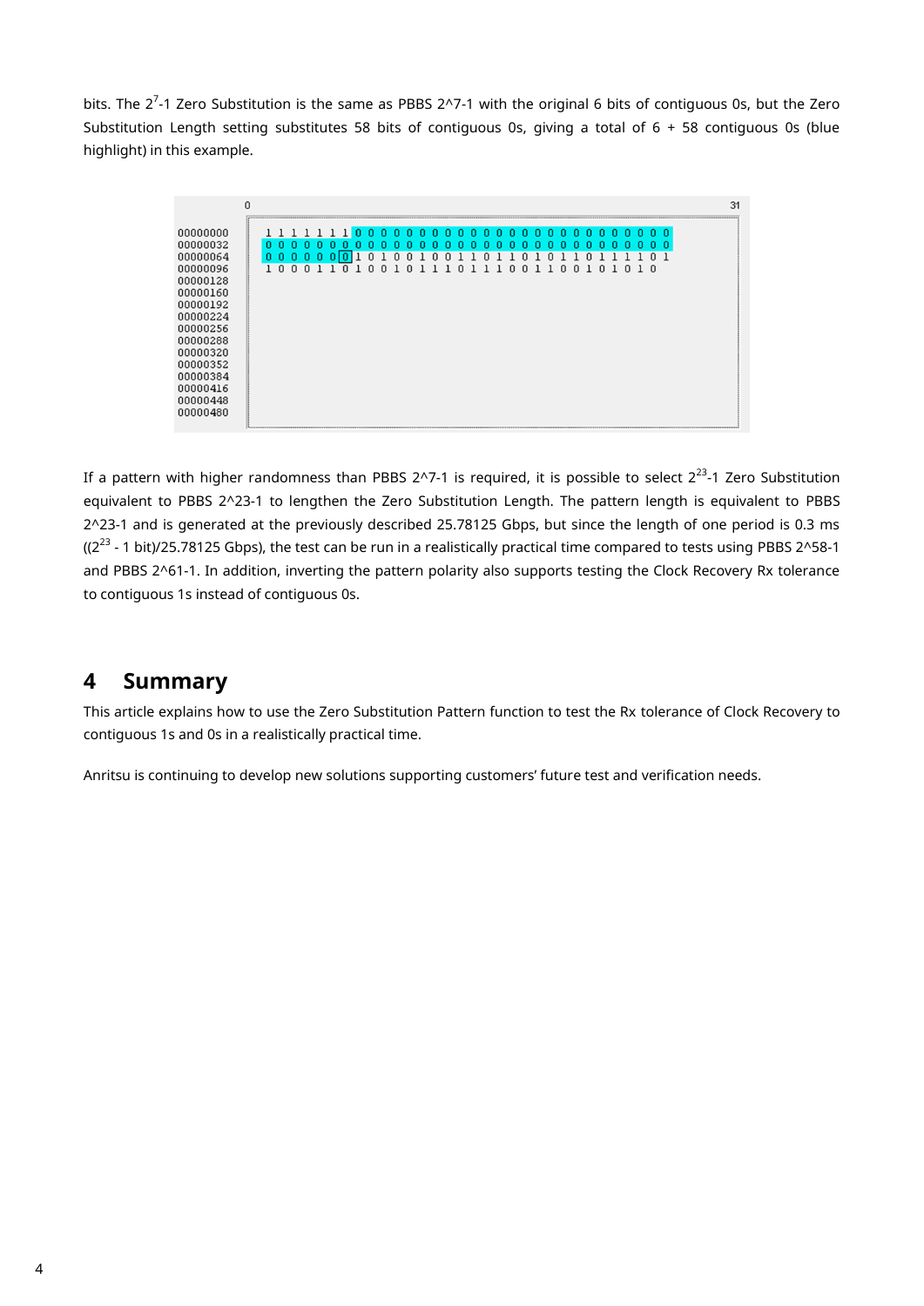bits. The $2^7$-1 Zero Substitution is the same as PBBS 2^7-1 with the original 6 bits of contiguous 0s, but the Zero Substitution Length setting substitutes 58 bits of contiguous 0s, giving a total of 6 + 58 contiguous 0s (blue highlight) in this example.

If a pattern with higher randomness than PBBS 2^7-1 is required, it is possible to select $2^{23}$-1 Zero Substitution equivalent to PBBS 2^23-1 to lengthen the Zero Substitution Length. The pattern length is equivalent to PBBS 2^23-1 and is generated at the previously described 25.78125 Gbps, but since the length of one period is 0.3 ms (($2^{23}$ - 1 bit)/25.78125 Gbps), the test can be run in a realistically practical time compared to tests using PBBS 2^58-1 and PBBS 2^61-1. In addition, inverting the pattern polarity also supports testing the Clock Recovery Rx tolerance to contiguous 1s instead of contiguous 0s.

## 4 Summary

This article explains how to use the Zero Substitution Pattern function to test the Rx tolerance of Clock Recovery to contiguous 1s and 0s in a realistically practical time.

Anritsu is continuing to develop new solutions supporting customers' future test and verification needs.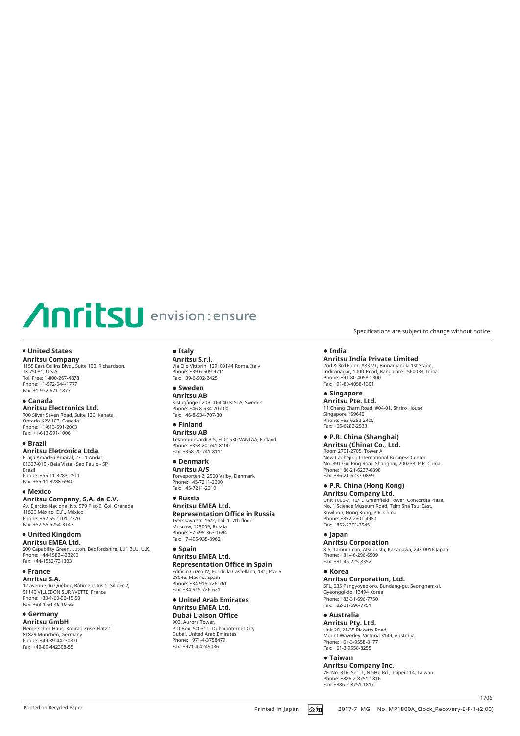Anritsu envision : ensure

Specifications are subject to change without notice.

- **United States**

**Anritsu Company**
1155 East Collins Blvd., Suite 100, Richardson,
TX 75081, U.S.A.
Toll Free: 1-800-267-4878
Phone: +1-972-644-1777
Fax: +1-972-671-1877

- **Canada**

**Anritsu Electronics Ltd.**
700 Silver Seven Road, Suite 120, Kanata,
Ontario K2V 1C3, Canada
Phone: +1-613-591-2003
Fax: +1-613-591-1006

- **Brazil**

**Anritsu Eletronica Ltda.**
Praça Amadeu Amaral, 27 - 1 Andar
01327-010 - Bela Vista - Sao Paulo - SP
Brazil
Phone: +55-11-3283-2511
Fax: +55-11-3288-6940

- **Mexico**

**Anritsu Company, S.A. de C.V.**
Av. Ejército Nacional No. 579 Piso 9, Col. Granada
11520 México, D.F., México
Phone: +52-55-1101-2370
Fax: +52-55-5254-3147

- **United Kingdom**

**Anritsu EMEA Ltd.**
200 Capability Green, Luton, Bedfordshire, LU1 3LU, U.K.
Phone: +44-1582-433200
Fax: +44-1582-731303

- **France**

**Anritsu S.A.**
12 avenue du Québec, Bâtiment Iris 1- Silic 612,
91140 VILLEBON SUR YVETTE, France
Phone: +33-1-60-92-15-50
Fax: +33-1-64-46-10-65

- **Germany**

**Anritsu GmbH**
Nemetschek Haus, Konrad-Zuse-Platz 1
81829 München, Germany
Phone: +49-89-442308-0
Fax: +49-89-442308-55

- **Italy**

**Anritsu S.r.l.**
Via Elio Vittorini 129, 00144 Roma, Italy
Phone: +39-6-509-9711
Fax: +39-6-502-2425

- **Sweden**

**Anritsu AB**
Kistagången 20B, 164 40 KISTA, Sweden
Phone: +46-8-534-707-00
Fax: +46-8-534-707-30

- **Finland**

**Anritsu AB**
Teknobulevardi 3-5, FI-01530 VANTAA, Finland
Phone: +358-20-741-8100
Fax: +358-20-741-8111

- **Denmark**

**Anritsu A/S**
Torveporten 2, 2500 Valby, Denmark
Phone: +45-7211-2200
Fax: +45-7211-2210

- **Russia**

**Anritsu EMEA Ltd.**
**Representation Office in Russia**
Tverskaya str. 16/2, bld. 1, 7th floor.
Moscow, 125009, Russia
Phone: +7-495-363-1694
Fax: +7-495-935-8962

- **Spain**

**Anritsu EMEA Ltd.**
**Representation Office in Spain**
Edificio Cuzco IV, Po. de la Castellana, 141, Pta. 5
28046, Madrid, Spain
Phone: +34-915-726-761
Fax: +34-915-726-621

- **United Arab Emirates**

**Anritsu EMEA Ltd.**
**Dubai Liaison Office**
902, Aurora Tower,
P O Box: 500311- Dubai Internet City
Dubai, United Arab Emirates
Phone: +971-4-3758479
Fax: +971-4-4249036

- **India**

**Anritsu India Private Limited**
2nd & 3rd Floor, #837/1, Binnamangla 1st Stage,
Indiranagar, 100ft Road, Bangalore - 560038, India
Phone: +91-80-4058-1300
Fax: +91-80-4058-1301

- **Singapore**

**Anritsu Pte. Ltd.**
11 Chang Charn Road, #04-01, Shriro House
Singapore 159640
Phone: +65-6282-2400
Fax: +65-6282-2533

- **P.R. China (Shanghai)**

**Anritsu (China) Co., Ltd.**
Room 2701-2705, Tower A,
New Caohejing International Business Center
No. 391 Gui Ping Road Shanghai, 200233, P.R. China
Phone: +86-21-6237-0898
Fax: +86-21-6237-0899

- **P.R. China (Hong Kong)**

**Anritsu Company Ltd.**
Unit 1006-7, 10/F., Greenfield Tower, Concordia Plaza,
No. 1 Science Museum Road, Tsim Sha Tsui East,
Kowloon, Hong Kong, P.R. China
Phone: +852-2301-4980
Fax: +852-2301-3545

- **Japan**

**Anritsu Corporation**
8-5, Tamura-cho, Atsugi-shi, Kanagawa, 243-0016 Japan
Phone: +81-46-296-6509
Fax: +81-46-225-8352

- **Korea**

**Anritsu Corporation, Ltd.**
5FL, 235 Pangyoyeok-ro, Bundang-gu, Seongnam-si,
Gyeonggi-do, 13494 Korea
Phone: +82-31-696-7750
Fax: +82-31-696-7751

- **Australia**

**Anritsu Pty. Ltd.**
Unit 20, 21-35 Ricketts Road,
Mount Waverley, Victoria 3149, Australia
Phone: +61-3-9558-8177
Fax: +61-3-9558-8255

- **Taiwan**

**Anritsu Company Inc.**
7F, No. 316, Sec. 1, NeiHu Rd., Taipei 114, Taiwan
Phone: +886-2-8751-1816
Fax: +886-2-8751-1817

1706

Printed on Recycled Paper

Printed in Japan 公知 2017-7 MG No. MP1800A_Clock_Recovery-E-F-1-(2.00)